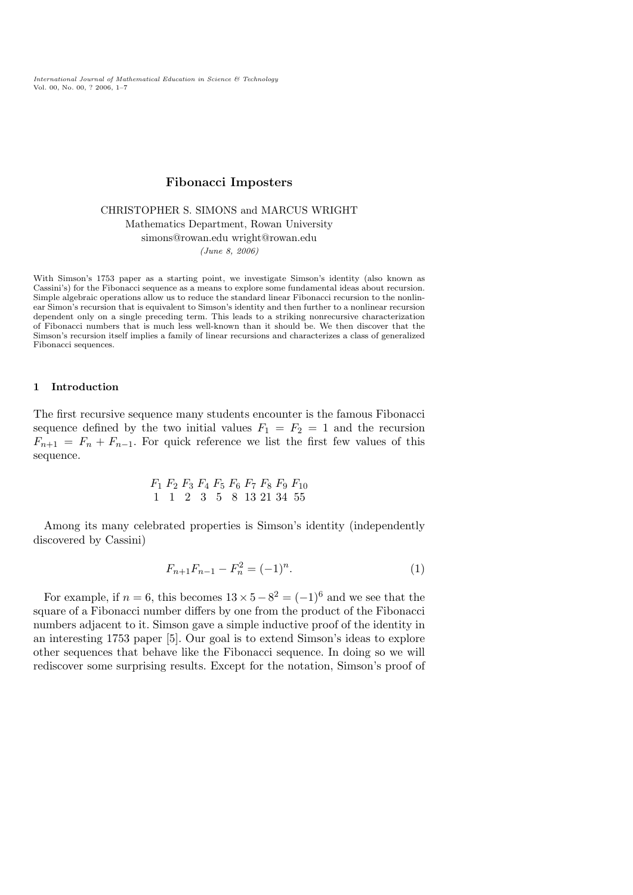# Fibonacci Imposters

CHRISTOPHER S. SIMONS and MARCUS WRIGHT
Mathematics Department, Rowan University
simons@rowan.edu wright@rowan.edu
*(June 8, 2006)*

With Simson's 1753 paper as a starting point, we investigate Simson's identity (also known as Cassini's) for the Fibonacci sequence as a means to explore some fundamental ideas about recursion. Simple algebraic operations allow us to reduce the standard linear Fibonacci recursion to the nonlinear Simon's recursion that is equivalent to Simson's identity and then further to a nonlinear recursion dependent only on a single preceding term. This leads to a striking nonrecursive characterization of Fibonacci numbers that is much less well-known than it should be. We then discover that the Simson's recursion itself implies a family of linear recursions and characterizes a class of generalized Fibonacci sequences.

## 1 Introduction

The first recursive sequence many students encounter is the famous Fibonacci sequence defined by the two initial values $F_1 = F_2 = 1$ and the recursion $F_{n+1} = F_n + F_{n-1}$. For quick reference we list the first few values of this sequence.

| $F_1$ | $F_2$ | $F_3$ | $F_4$ | $F_5$ | $F_6$ | $F_7$ | $F_8$ | $F_9$ | $F_{10}$ |
|---|---|---|---|---|---|---|---|---|---|
| 1 | 1 | 2 | 3 | 5 | 8 | 13 | 21 | 34 | 55 |

Among its many celebrated properties is Simson's identity (independently discovered by Cassini)

$$F_{n+1}F_{n-1} - F_n^2 = (-1)^n. \tag{1}$$

For example, if $n = 6$, this becomes $13 \times 5 - 8^2 = (-1)^6$ and we see that the square of a Fibonacci number differs by one from the product of the Fibonacci numbers adjacent to it. Simson gave a simple inductive proof of the identity in an interesting 1753 paper [5]. Our goal is to extend Simson's ideas to explore other sequences that behave like the Fibonacci sequence. In doing so we will rediscover some surprising results. Except for the notation, Simson's proof of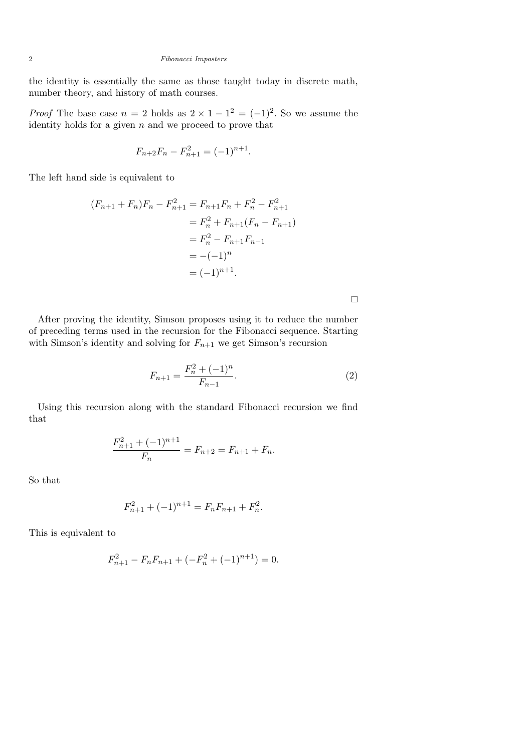the identity is essentially the same as those taught today in discrete math, number theory, and history of math courses.

*Proof* The base case $n = 2$ holds as $2 \times 1 - 1^2 = (-1)^2$. So we assume the identity holds for a given $n$ and we proceed to prove that

$$F_{n+2}F_n - F_{n+1}^2 = (-1)^{n+1}.$$

The left hand side is equivalent to

$$\begin{aligned}
(F_{n+1} + F_n)F_n - F_{n+1}^2 &= F_{n+1}F_n + F_n^2 - F_{n+1}^2 \\
&= F_n^2 + F_{n+1}(F_n - F_{n+1}) \\
&= F_n^2 - F_{n+1}F_{n-1} \\
&= -(-1)^n \\
&= (-1)^{n+1}.
\end{aligned}$$

□

After proving the identity, Simson proposes using it to reduce the number of preceding terms used in the recursion for the Fibonacci sequence. Starting with Simson's identity and solving for $F_{n+1}$ we get Simson's recursion

$$F_{n+1} = \frac{F_n^2 + (-1)^n}{F_{n-1}}. \tag{2}$$

Using this recursion along with the standard Fibonacci recursion we find that

$$\frac{F_{n+1}^2 + (-1)^{n+1}}{F_n} = F_{n+2} = F_{n+1} + F_n.$$

So that

$$F_{n+1}^2 + (-1)^{n+1} = F_nF_{n+1} + F_n^2.$$

This is equivalent to

$$F_{n+1}^2 - F_nF_{n+1} + (-F_n^2 + (-1)^{n+1}) = 0.$$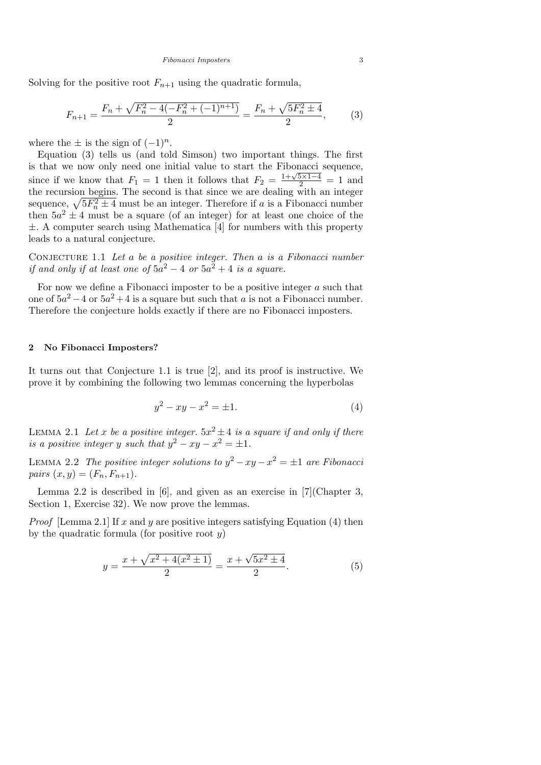Solving for the positive root $F_{n+1}$ using the quadratic formula,

$$F_{n+1} = \frac{F_n + \sqrt{F_n^2 - 4(-F_n^2 + (-1)^{n+1})}}{2} = \frac{F_n + \sqrt{5F_n^2 \pm 4}}{2}, \qquad (3)$$

where the $\pm$ is the sign of $(-1)^n$.

Equation (3) tells us (and told Simson) two important things. The first is that we now only need one initial value to start the Fibonacci sequence, since if we know that $F_1 = 1$ then it follows that $F_2 = \frac{1+\sqrt{5\times 1-4}}{2} = 1$ and the recursion begins. The second is that since we are dealing with an integer sequence, $\sqrt{5F_n^2 \pm 4}$ must be an integer. Therefore if $a$ is a Fibonacci number then $5a^2 \pm 4$ must be a square (of an integer) for at least one choice of the $\pm$. A computer search using Mathematica [4] for numbers with this property leads to a natural conjecture.

Conjecture 1.1 *Let $a$ be a positive integer. Then $a$ is a Fibonacci number if and only if at least one of $5a^2 - 4$ or $5a^2 + 4$ is a square.*

For now we define a Fibonacci imposter to be a positive integer $a$ such that one of $5a^2 - 4$ or $5a^2 + 4$ is a square but such that $a$ is not a Fibonacci number. Therefore the conjecture holds exactly if there are no Fibonacci imposters.

## 2 No Fibonacci Imposters?

It turns out that Conjecture 1.1 is true [2], and its proof is instructive. We prove it by combining the following two lemmas concerning the hyperbolas

$$y^2 - xy - x^2 = \pm 1. \qquad (4)$$

Lemma 2.1 *Let $x$ be a positive integer. $5x^2 \pm 4$ is a square if and only if there is a positive integer $y$ such that $y^2 - xy - x^2 = \pm 1$.*

Lemma 2.2 *The positive integer solutions to $y^2 - xy - x^2 = \pm 1$ are Fibonacci pairs $(x, y) = (F_n, F_{n+1})$.*

Lemma 2.2 is described in [6], and given as an exercise in [7](Chapter 3, Section 1, Exercise 32). We now prove the lemmas.

*Proof* [Lemma 2.1] If $x$ and $y$ are positive integers satisfying Equation (4) then by the quadratic formula (for positive root $y$)

$$y = \frac{x + \sqrt{x^2 + 4(x^2 \pm 1)}}{2} = \frac{x + \sqrt{5x^2 \pm 4}}{2}. \qquad (5)$$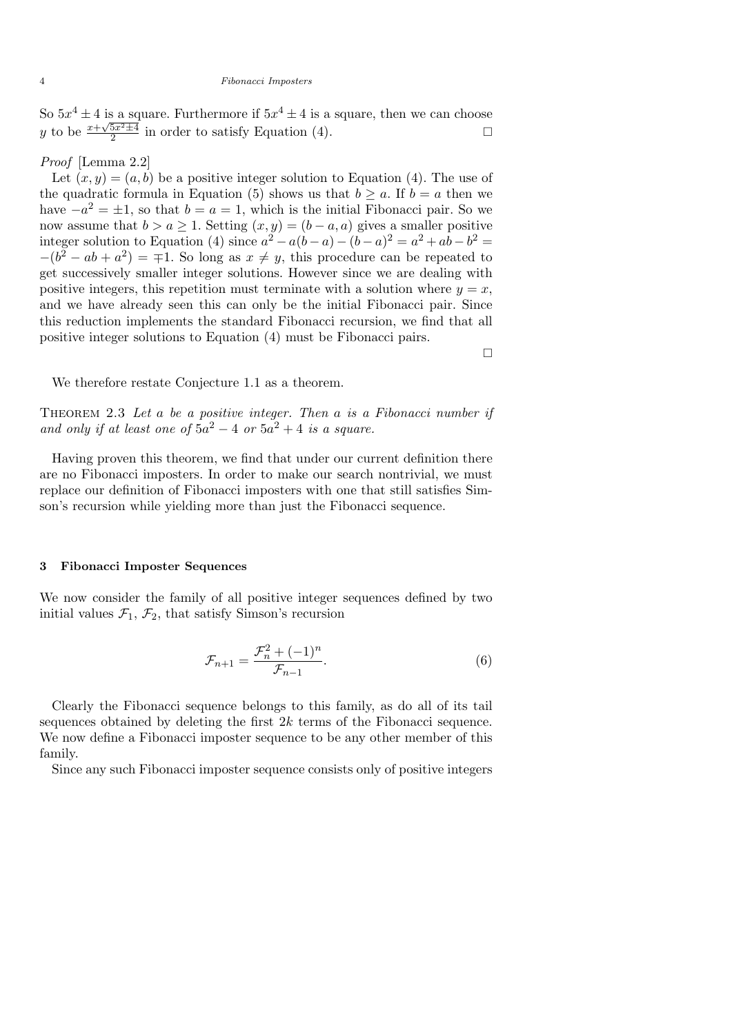So $5x^4 \pm 4$ is a square. Furthermore if $5x^4 \pm 4$ is a square, then we can choose $y$ to be $\frac{x+\sqrt{5x^2 \pm 4}}{2}$ in order to satisfy Equation (4). □

*Proof* [Lemma 2.2]

Let $(x, y) = (a, b)$ be a positive integer solution to Equation (4). The use of the quadratic formula in Equation (5) shows us that $b \geq a$. If $b = a$ then we have $-a^2 = \pm 1$, so that $b = a = 1$, which is the initial Fibonacci pair. So we now assume that $b > a \geq 1$. Setting $(x, y) = (b - a, a)$ gives a smaller positive integer solution to Equation (4) since $a^2 - a(b-a) - (b-a)^2 = a^2 + ab - b^2 = -(b^2 - ab + a^2) = \mp 1$. So long as $x \neq y$, this procedure can be repeated to get successively smaller integer solutions. However since we are dealing with positive integers, this repetition must terminate with a solution where $y = x$, and we have already seen this can only be the initial Fibonacci pair. Since this reduction implements the standard Fibonacci recursion, we find that all positive integer solutions to Equation (4) must be Fibonacci pairs.

□

We therefore restate Conjecture 1.1 as a theorem.

Theorem 2.3 *Let $a$ be a positive integer. Then $a$ is a Fibonacci number if and only if at least one of $5a^2 - 4$ or $5a^2 + 4$ is a square.*

Having proven this theorem, we find that under our current definition there are no Fibonacci imposters. In order to make our search nontrivial, we must replace our definition of Fibonacci imposters with one that still satisfies Simson's recursion while yielding more than just the Fibonacci sequence.

## 3 Fibonacci Imposter Sequences

We now consider the family of all positive integer sequences defined by two initial values $\mathcal{F}_1$, $\mathcal{F}_2$, that satisfy Simson's recursion

$$\mathcal{F}_{n+1} = \frac{\mathcal{F}_n^2 + (-1)^n}{\mathcal{F}_{n-1}}. \tag{6}$$

Clearly the Fibonacci sequence belongs to this family, as do all of its tail sequences obtained by deleting the first $2k$ terms of the Fibonacci sequence. We now define a Fibonacci imposter sequence to be any other member of this family.

Since any such Fibonacci imposter sequence consists only of positive integers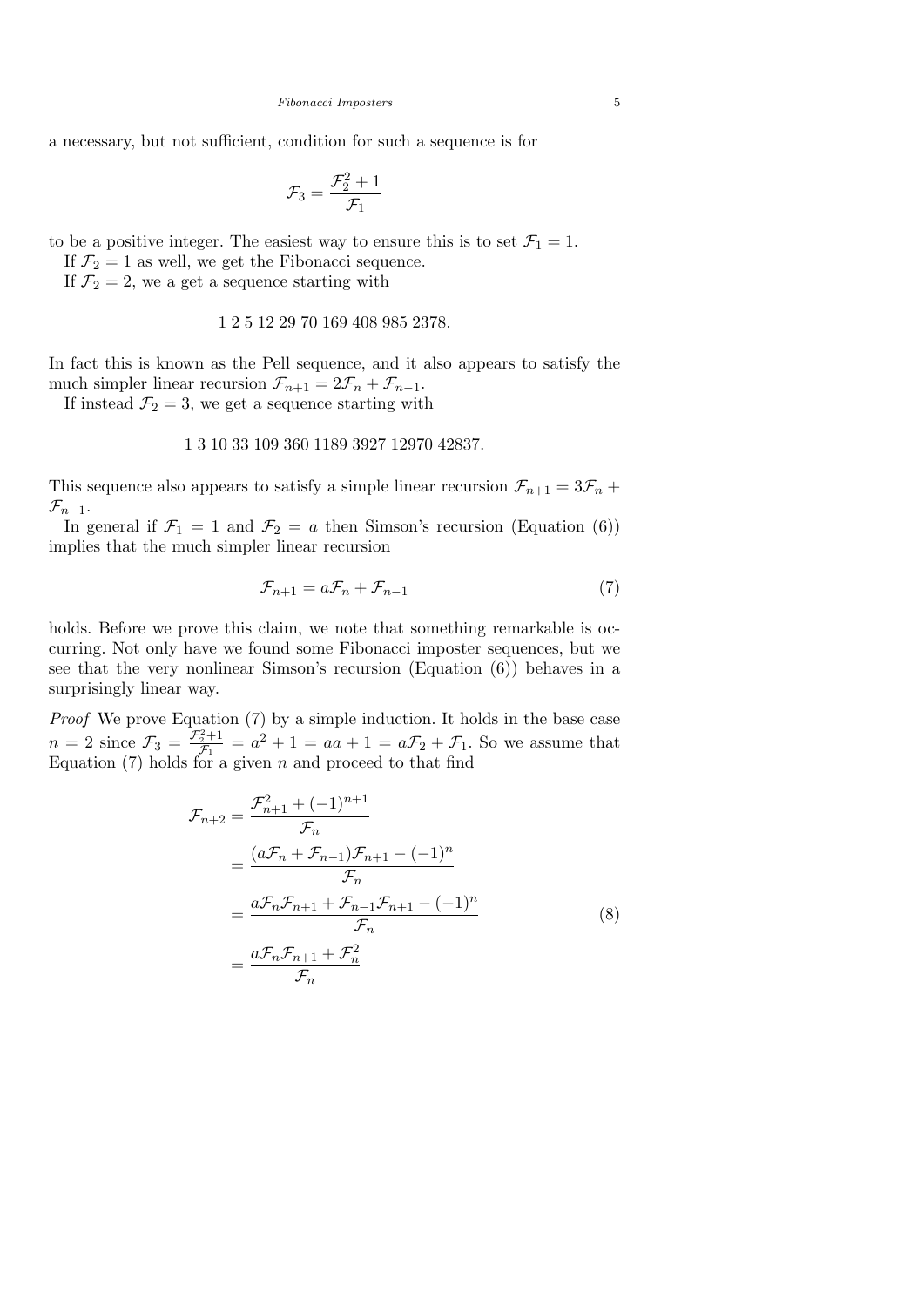a necessary, but not sufficient, condition for such a sequence is for

$$\mathcal{F}_3 = \frac{\mathcal{F}_2^2 + 1}{\mathcal{F}_1}$$

to be a positive integer. The easiest way to ensure this is to set $\mathcal{F}_1 = 1$.

If $\mathcal{F}_2 = 1$ as well, we get the Fibonacci sequence.

If $\mathcal{F}_2 = 2$, we a get a sequence starting with

1 2 5 12 29 70 169 408 985 2378.

In fact this is known as the Pell sequence, and it also appears to satisfy the much simpler linear recursion $\mathcal{F}_{n+1} = 2\mathcal{F}_n + \mathcal{F}_{n-1}$.

If instead $\mathcal{F}_2 = 3$, we get a sequence starting with

1 3 10 33 109 360 1189 3927 12970 42837.

This sequence also appears to satisfy a simple linear recursion $\mathcal{F}_{n+1} = 3\mathcal{F}_n + \mathcal{F}_{n-1}$.

In general if $\mathcal{F}_1 = 1$ and $\mathcal{F}_2 = a$ then Simson's recursion (Equation (6)) implies that the much simpler linear recursion

$$\mathcal{F}_{n+1} = a\mathcal{F}_n + \mathcal{F}_{n-1} \tag{7}$$

holds. Before we prove this claim, we note that something remarkable is occurring. Not only have we found some Fibonacci imposter sequences, but we see that the very nonlinear Simson's recursion (Equation (6)) behaves in a surprisingly linear way.

*Proof* We prove Equation (7) by a simple induction. It holds in the base case $n = 2$ since $\mathcal{F}_3 = \frac{\mathcal{F}_2^2+1}{\mathcal{F}_1} = a^2 + 1 = aa + 1 = a\mathcal{F}_2 + \mathcal{F}_1$. So we assume that Equation (7) holds for a given $n$ and proceed to that find

$$\begin{aligned}
\mathcal{F}_{n+2} &= \frac{\mathcal{F}_{n+1}^2 + (-1)^{n+1}}{\mathcal{F}_n} \\
&= \frac{(a\mathcal{F}_n + \mathcal{F}_{n-1})\mathcal{F}_{n+1} - (-1)^n}{\mathcal{F}_n} \\
&= \frac{a\mathcal{F}_n\mathcal{F}_{n+1} + \mathcal{F}_{n-1}\mathcal{F}_{n+1} - (-1)^n}{\mathcal{F}_n} \\
&= \frac{a\mathcal{F}_n\mathcal{F}_{n+1} + \mathcal{F}_n^2}{\mathcal{F}_n}
\end{aligned} \tag{8}$$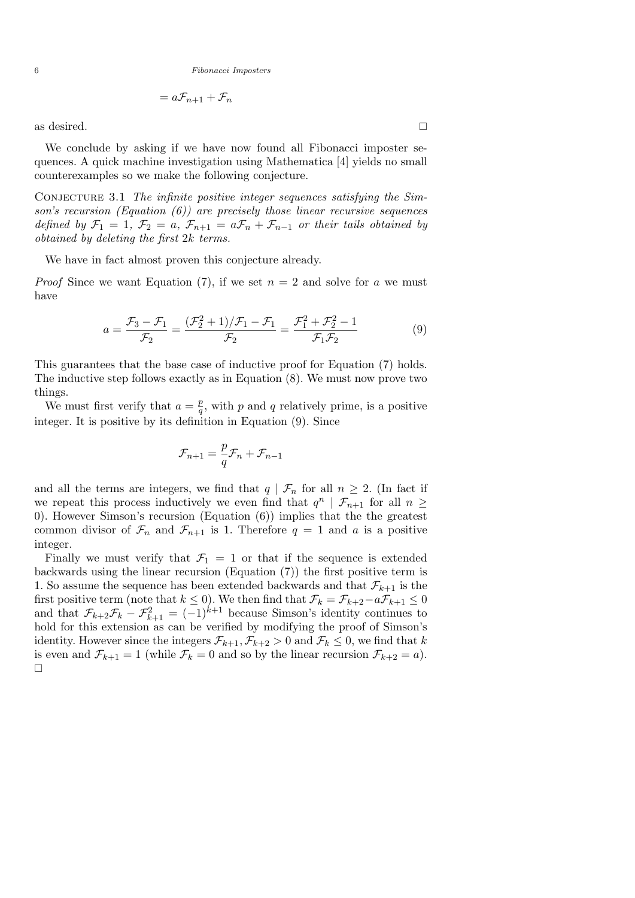$$= a\mathcal{F}_{n+1} + \mathcal{F}_n$$

as desired. □

We conclude by asking if we have now found all Fibonacci imposter sequences. A quick machine investigation using Mathematica [4] yields no small counterexamples so we make the following conjecture.

Conjecture 3.1 *The infinite positive integer sequences satisfying the Simson's recursion (Equation (6)) are precisely those linear recursive sequences defined by $\mathcal{F}_1 = 1$, $\mathcal{F}_2 = a$, $\mathcal{F}_{n+1} = a\mathcal{F}_n + \mathcal{F}_{n-1}$ or their tails obtained by obtained by deleting the first $2k$ terms.*

We have in fact almost proven this conjecture already.

*Proof* Since we want Equation (7), if we set $n = 2$ and solve for $a$ we must have

$$a = \frac{\mathcal{F}_3 - \mathcal{F}_1}{\mathcal{F}_2} = \frac{(\mathcal{F}_2^2 + 1)/\mathcal{F}_1 - \mathcal{F}_1}{\mathcal{F}_2} = \frac{\mathcal{F}_1^2 + \mathcal{F}_2^2 - 1}{\mathcal{F}_1\mathcal{F}_2} \tag{9}$$

This guarantees that the base case of inductive proof for Equation (7) holds. The inductive step follows exactly as in Equation (8). We must now prove two things.

We must first verify that $a = \frac{p}{q}$, with $p$ and $q$ relatively prime, is a positive integer. It is positive by its definition in Equation (9). Since

$$\mathcal{F}_{n+1} = \frac{p}{q}\mathcal{F}_n + \mathcal{F}_{n-1}$$

and all the terms are integers, we find that $q \mid \mathcal{F}_n$ for all $n \geq 2$. (In fact if we repeat this process inductively we even find that $q^n \mid \mathcal{F}_{n+1}$ for all $n \geq 0$). However Simson's recursion (Equation (6)) implies that the the greatest common divisor of $\mathcal{F}_n$ and $\mathcal{F}_{n+1}$ is 1. Therefore $q = 1$ and $a$ is a positive integer.

Finally we must verify that $\mathcal{F}_1 = 1$ or that if the sequence is extended backwards using the linear recursion (Equation (7)) the first positive term is 1. So assume the sequence has been extended backwards and that $\mathcal{F}_{k+1}$ is the first positive term (note that $k \leq 0$). We then find that $\mathcal{F}_k = \mathcal{F}_{k+2} - a\mathcal{F}_{k+1} \leq 0$ and that $\mathcal{F}_{k+2}\mathcal{F}_k - \mathcal{F}_{k+1}^2 = (-1)^{k+1}$ because Simson's identity continues to hold for this extension as can be verified by modifying the proof of Simson's identity. However since the integers $\mathcal{F}_{k+1}, \mathcal{F}_{k+2} > 0$ and $\mathcal{F}_k \leq 0$, we find that $k$ is even and $\mathcal{F}_{k+1} = 1$ (while $\mathcal{F}_k = 0$ and so by the linear recursion $\mathcal{F}_{k+2} = a$). □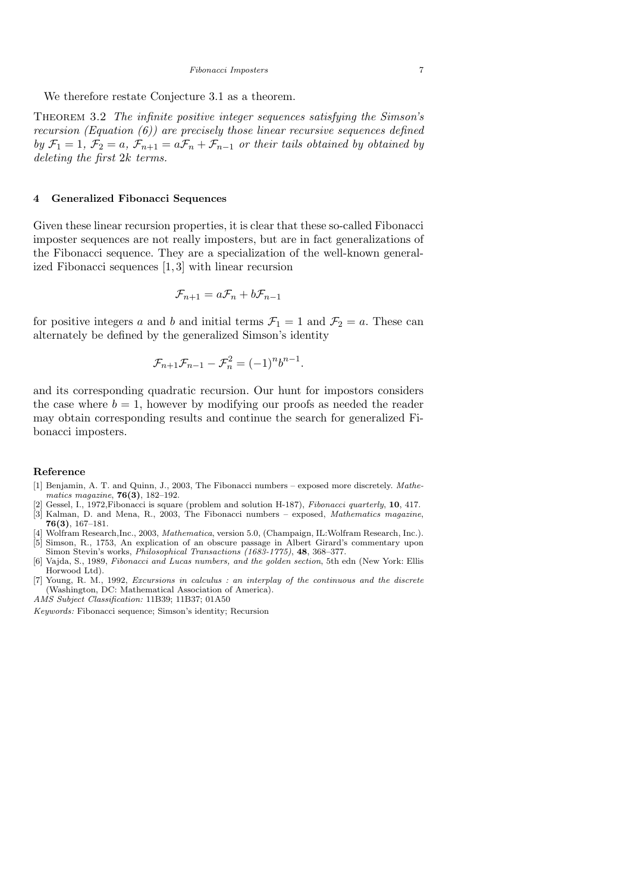We therefore restate Conjecture 3.1 as a theorem.

Theorem 3.2 *The infinite positive integer sequences satisfying the Simson's recursion (Equation (6)) are precisely those linear recursive sequences defined by $\mathcal{F}_1 = 1$, $\mathcal{F}_2 = a$, $\mathcal{F}_{n+1} = a\mathcal{F}_n + \mathcal{F}_{n-1}$ or their tails obtained by obtained by deleting the first $2k$ terms.*

## 4 Generalized Fibonacci Sequences

Given these linear recursion properties, it is clear that these so-called Fibonacci imposter sequences are not really imposters, but are in fact generalizations of the Fibonacci sequence. They are a specialization of the well-known generalized Fibonacci sequences [1, 3] with linear recursion

$$\mathcal{F}_{n+1} = a\mathcal{F}_n + b\mathcal{F}_{n-1}$$

for positive integers $a$ and $b$ and initial terms $\mathcal{F}_1 = 1$ and $\mathcal{F}_2 = a$. These can alternately be defined by the generalized Simson's identity

$$\mathcal{F}_{n+1}\mathcal{F}_{n-1} - \mathcal{F}_n^2 = (-1)^n b^{n-1}.$$

and its corresponding quadratic recursion. Our hunt for impostors considers the case where $b = 1$, however by modifying our proofs as needed the reader may obtain corresponding results and continue the search for generalized Fibonacci imposters.

### Reference

[1] Benjamin, A. T. and Quinn, J., 2003, The Fibonacci numbers – exposed more discretely. *Mathematics magazine*, **76(3)**, 182–192.

[2] Gessel, I., 1972,Fibonacci is square (problem and solution H-187), *Fibonacci quarterly*, **10**, 417.

[3] Kalman, D. and Mena, R., 2003, The Fibonacci numbers – exposed, *Mathematics magazine*, **76(3)**, 167–181.

[4] Wolfram Research,Inc., 2003, *Mathematica*, version 5.0, (Champaign, IL:Wolfram Research, Inc.).

[5] Simson, R., 1753, An explication of an obscure passage in Albert Girard's commentary upon Simon Stevin's works, *Philosophical Transactions (1683-1775)*, **48**, 368–377.

[6] Vajda, S., 1989, *Fibonacci and Lucas numbers, and the golden section*, 5th edn (New York: Ellis Horwood Ltd).

[7] Young, R. M., 1992, *Excursions in calculus : an interplay of the continuous and the discrete* (Washington, DC: Mathematical Association of America).

*AMS Subject Classification:* 11B39; 11B37; 01A50

*Keywords:* Fibonacci sequence; Simson's identity; Recursion